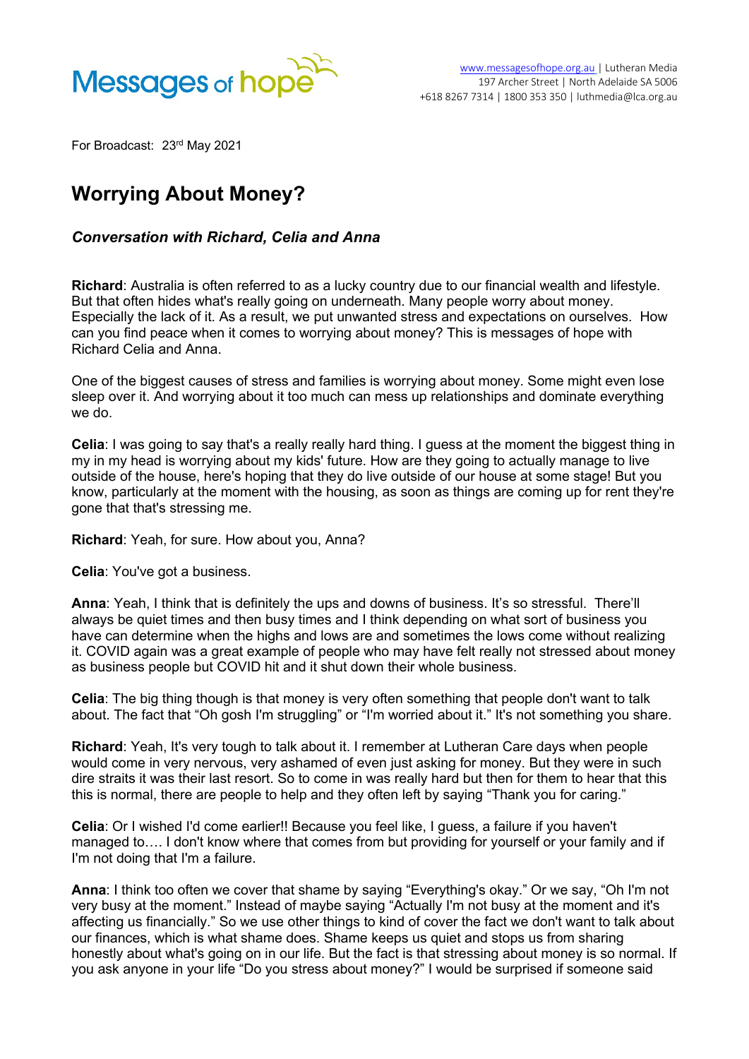For Broadcast: 23rd May 2021

# Worrying About Money?

### *Conversation with Richard, Celia and Anna*

**Richard**: Australia is often referred to as a lucky country due to our financial wealth and lifestyle. But that often hides what's really going on underneath. Many people worry about money. Especially the lack of it. As a result, we put unwanted stress and expectations on ourselves. How can you find peace when it comes to worrying about money? This is messages of hope with Richard Celia and Anna.

One of the biggest causes of stress and families is worrying about money. Some might even lose sleep over it. And worrying about it too much can mess up relationships and dominate everything we do.

**Celia**: I was going to say that's a really really hard thing. I guess at the moment the biggest thing in my in my head is worrying about my kids' future. How are they going to actually manage to live outside of the house, here's hoping that they do live outside of our house at some stage! But you know, particularly at the moment with the housing, as soon as things are coming up for rent they're gone that that's stressing me.

**Richard**: Yeah, for sure. How about you, Anna?

**Celia**: You've got a business.

**Anna**: Yeah, I think that is definitely the ups and downs of business. It's so stressful. There'll always be quiet times and then busy times and I think depending on what sort of business you have can determine when the highs and lows are and sometimes the lows come without realizing it. COVID again was a great example of people who may have felt really not stressed about money as business people but COVID hit and it shut down their whole business.

**Celia**: The big thing though is that money is very often something that people don't want to talk about. The fact that "Oh gosh I'm struggling" or "I'm worried about it." It's not something you share.

**Richard**: Yeah, It's very tough to talk about it. I remember at Lutheran Care days when people would come in very nervous, very ashamed of even just asking for money. But they were in such dire straits it was their last resort. So to come in was really hard but then for them to hear that this this is normal, there are people to help and they often left by saying "Thank you for caring."

**Celia**: Or I wished I'd come earlier!! Because you feel like, I guess, a failure if you haven't managed to…. I don't know where that comes from but providing for yourself or your family and if I'm not doing that I'm a failure.

**Anna**: I think too often we cover that shame by saying "Everything's okay." Or we say, "Oh I'm not very busy at the moment." Instead of maybe saying "Actually I'm not busy at the moment and it's affecting us financially." So we use other things to kind of cover the fact we don't want to talk about our finances, which is what shame does. Shame keeps us quiet and stops us from sharing honestly about what's going on in our life. But the fact is that stressing about money is so normal. If you ask anyone in your life "Do you stress about money?" I would be surprised if someone said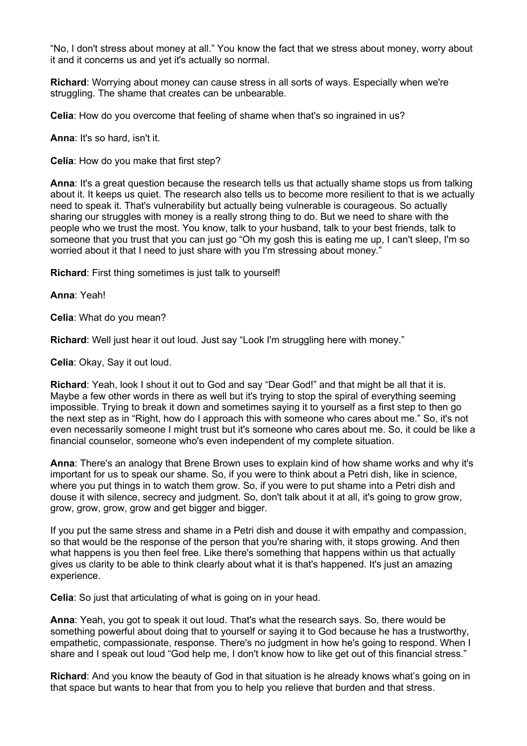"No, I don't stress about money at all." You know the fact that we stress about money, worry about it and it concerns us and yet it's actually so normal.

**Richard**: Worrying about money can cause stress in all sorts of ways. Especially when we're struggling. The shame that creates can be unbearable.

**Celia**: How do you overcome that feeling of shame when that's so ingrained in us?

**Anna**: It's so hard, isn't it.

**Celia**: How do you make that first step?

**Anna**: It's a great question because the research tells us that actually shame stops us from talking about it. It keeps us quiet. The research also tells us to become more resilient to that is we actually need to speak it. That's vulnerability but actually being vulnerable is courageous. So actually sharing our struggles with money is a really strong thing to do. But we need to share with the people who we trust the most. You know, talk to your husband, talk to your best friends, talk to someone that you trust that you can just go "Oh my gosh this is eating me up, I can't sleep, I'm so worried about it that I need to just share with you I'm stressing about money."

**Richard**: First thing sometimes is just talk to yourself!

**Anna**: Yeah!

**Celia**: What do you mean?

**Richard**: Well just hear it out loud. Just say "Look I'm struggling here with money."

**Celia**: Okay, Say it out loud.

**Richard**: Yeah, look I shout it out to God and say "Dear God!" and that might be all that it is. Maybe a few other words in there as well but it's trying to stop the spiral of everything seeming impossible. Trying to break it down and sometimes saying it to yourself as a first step to then go the next step as in "Right, how do I approach this with someone who cares about me." So, it's not even necessarily someone I might trust but it's someone who cares about me. So, it could be like a financial counselor, someone who's even independent of my complete situation.

**Anna**: There's an analogy that Brene Brown uses to explain kind of how shame works and why it's important for us to speak our shame. So, if you were to think about a Petri dish, like in science, where you put things in to watch them grow. So, if you were to put shame into a Petri dish and douse it with silence, secrecy and judgment. So, don't talk about it at all, it's going to grow grow, grow, grow, grow, grow and get bigger and bigger.

If you put the same stress and shame in a Petri dish and douse it with empathy and compassion, so that would be the response of the person that you're sharing with, it stops growing. And then what happens is you then feel free. Like there's something that happens within us that actually gives us clarity to be able to think clearly about what it is that's happened. It's just an amazing experience.

**Celia**: So just that articulating of what is going on in your head.

**Anna**: Yeah, you got to speak it out loud. That's what the research says. So, there would be something powerful about doing that to yourself or saying it to God because he has a trustworthy, empathetic, compassionate, response. There's no judgment in how he's going to respond. When I share and I speak out loud "God help me, I don't know how to like get out of this financial stress."

**Richard**: And you know the beauty of God in that situation is he already knows what's going on in that space but wants to hear that from you to help you relieve that burden and that stress.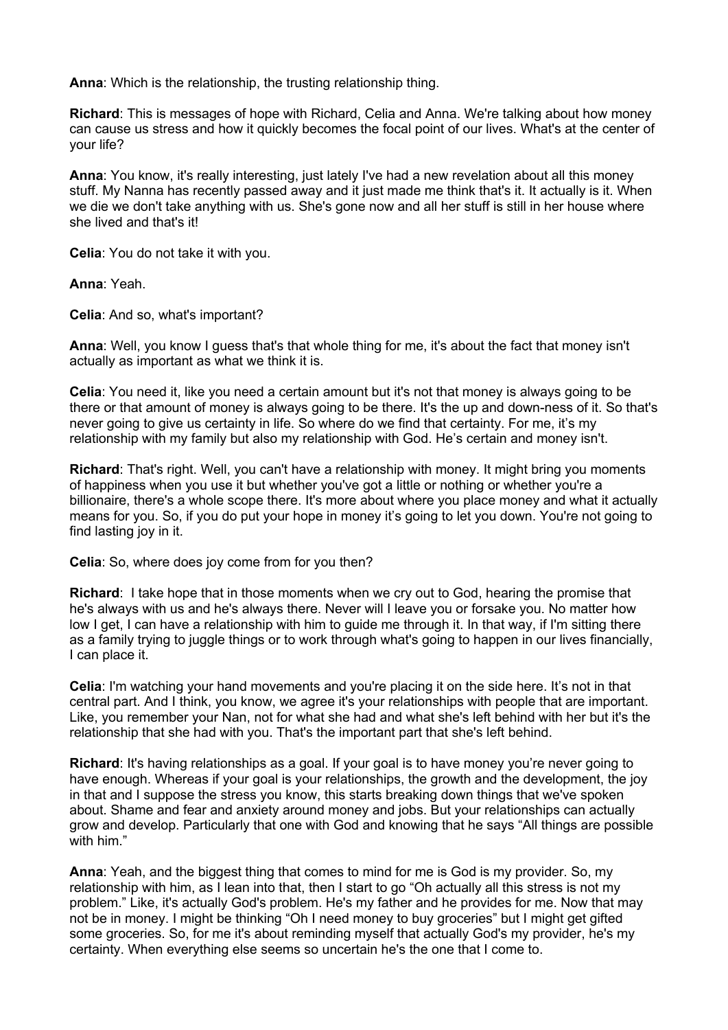**Anna**: Which is the relationship, the trusting relationship thing.

**Richard**: This is messages of hope with Richard, Celia and Anna. We're talking about how money can cause us stress and how it quickly becomes the focal point of our lives. What's at the center of your life?

**Anna**: You know, it's really interesting, just lately I've had a new revelation about all this money stuff. My Nanna has recently passed away and it just made me think that's it. It actually is it. When we die we don't take anything with us. She's gone now and all her stuff is still in her house where she lived and that's it!

**Celia**: You do not take it with you.

**Anna**: Yeah.

**Celia**: And so, what's important?

**Anna**: Well, you know I guess that's that whole thing for me, it's about the fact that money isn't actually as important as what we think it is.

**Celia**: You need it, like you need a certain amount but it's not that money is always going to be there or that amount of money is always going to be there. It's the up and down-ness of it. So that's never going to give us certainty in life. So where do we find that certainty. For me, it's my relationship with my family but also my relationship with God. He's certain and money isn't.

**Richard**: That's right. Well, you can't have a relationship with money. It might bring you moments of happiness when you use it but whether you've got a little or nothing or whether you're a billionaire, there's a whole scope there. It's more about where you place money and what it actually means for you. So, if you do put your hope in money it's going to let you down. You're not going to find lasting joy in it.

**Celia**: So, where does joy come from for you then?

**Richard**: I take hope that in those moments when we cry out to God, hearing the promise that he's always with us and he's always there. Never will I leave you or forsake you. No matter how low I get, I can have a relationship with him to guide me through it. In that way, if I'm sitting there as a family trying to juggle things or to work through what's going to happen in our lives financially, I can place it.

**Celia**: I'm watching your hand movements and you're placing it on the side here. It's not in that central part. And I think, you know, we agree it's your relationships with people that are important. Like, you remember your Nan, not for what she had and what she's left behind with her but it's the relationship that she had with you. That's the important part that she's left behind.

**Richard**: It's having relationships as a goal. If your goal is to have money you're never going to have enough. Whereas if your goal is your relationships, the growth and the development, the joy in that and I suppose the stress you know, this starts breaking down things that we've spoken about. Shame and fear and anxiety around money and jobs. But your relationships can actually grow and develop. Particularly that one with God and knowing that he says "All things are possible with him."

**Anna**: Yeah, and the biggest thing that comes to mind for me is God is my provider. So, my relationship with him, as I lean into that, then I start to go "Oh actually all this stress is not my problem." Like, it's actually God's problem. He's my father and he provides for me. Now that may not be in money. I might be thinking "Oh I need money to buy groceries" but I might get gifted some groceries. So, for me it's about reminding myself that actually God's my provider, he's my certainty. When everything else seems so uncertain he's the one that I come to.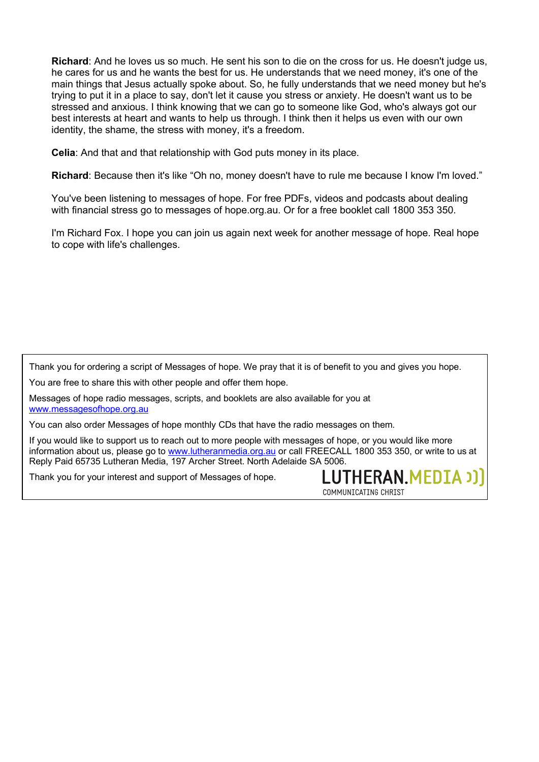**Richard**: And he loves us so much. He sent his son to die on the cross for us. He doesn't judge us, he cares for us and he wants the best for us. He understands that we need money, it's one of the main things that Jesus actually spoke about. So, he fully understands that we need money but he's trying to put it in a place to say, don't let it cause you stress or anxiety. He doesn't want us to be stressed and anxious. I think knowing that we can go to someone like God, who's always got our best interests at heart and wants to help us through. I think then it helps us even with our own identity, the shame, the stress with money, it's a freedom.

**Celia**: And that and that relationship with God puts money in its place.

**Richard**: Because then it's like "Oh no, money doesn't have to rule me because I know I'm loved."

You've been listening to messages of hope. For free PDFs, videos and podcasts about dealing with financial stress go to messages of hope.org.au. Or for a free booklet call 1800 353 350.

I'm Richard Fox. I hope you can join us again next week for another message of hope. Real hope to cope with life's challenges.

---

Thank you for ordering a script of Messages of hope. We pray that it is of benefit to you and gives you hope.

You are free to share this with other people and offer them hope.

Messages of hope radio messages, scripts, and booklets are also available for you at [www.messagesofhope.org.au](http://www.messagesofhope.org.au)

You can also order Messages of hope monthly CDs that have the radio messages on them.

If you would like to support us to reach out to more people with messages of hope, or you would like more information about us, please go to [www.lutheranmedia.org.au](http://www.lutheranmedia.org.au) or call FREECALL 1800 353 350, or write to us at Reply Paid 65735 Lutheran Media, 197 Archer Street. North Adelaide SA 5006.

Thank you for your interest and support of Messages of hope.

LUTHERAN.MEDIA

COMMUNICATING CHRIST